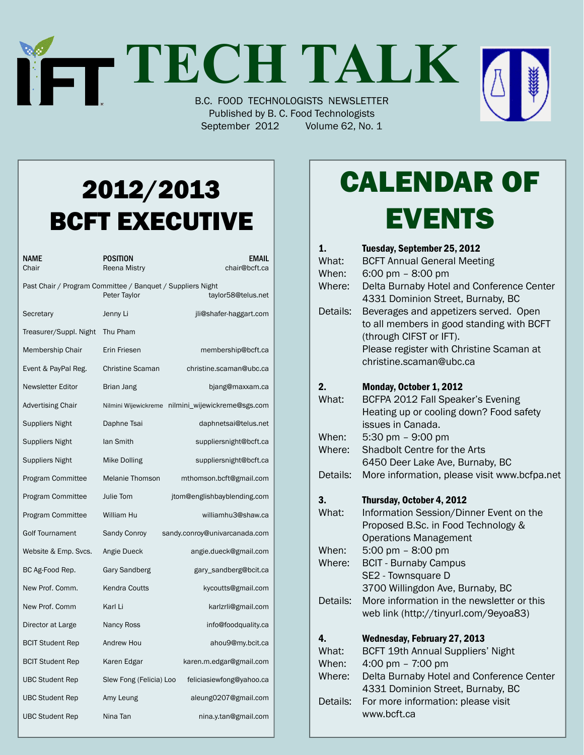# TECH TALK

B.C. FOOD TECHNOLOGISTS NEWSLETTER
Published by B. C. Food Technologists
September 2012 Volume 62, No. 1

## 2012/2013 BCFT EXECUTIVE

| NAME | POSITION | EMAIL |
|---|---|---|
| Chair | Reena Mistry | chair@bcft.ca |
| Past Chair / Program Committee / Banquet / Suppliers Night | Peter Taylor | taylor58@telus.net |
| Secretary | Jenny Li | jli@shafer-haggart.com |
| Treasurer/Suppl. Night | Thu Pham | |
| Membership Chair | Erin Friesen | membership@bcft.ca |
| Event & PayPal Reg. | Christine Scaman | christine.scaman@ubc.ca |
| Newsletter Editor | Brian Jang | bjang@maxxam.ca |
| Advertising Chair | Nilmini Wijewickreme | nilmini_wijewickreme@sgs.com |
| Suppliers Night | Daphne Tsai | daphnetsai@telus.net |
| Suppliers Night | Ian Smith | suppliersnight@bcft.ca |
| Suppliers Night | Mike Dolling | suppliersnight@bcft.ca |
| Program Committee | Melanie Thomson | mthomson.bcft@gmail.com |
| Program Committee | Julie Tom | jtom@englishbayblending.com |
| Program Committee | William Hu | williamhu3@shaw.ca |
| Golf Tournament | Sandy Conroy | sandy.conroy@univarcanada.com |
| Website & Emp. Svcs. | Angie Dueck | angie.dueck@gmail.com |
| BC Ag-Food Rep. | Gary Sandberg | gary_sandberg@bcit.ca |
| New Prof. Comm. | Kendra Coutts | kycoutts@gmail.com |
| New Prof. Comm | Karl Li | karlzrli@gmail.com |
| Director at Large | Nancy Ross | info@foodquality.ca |
| BCIT Student Rep | Andrew Hou | ahou9@my.bcit.ca |
| BCIT Student Rep | Karen Edgar | karen.m.edgar@gmail.com |
| UBC Student Rep | Slew Fong (Felicia) Loo | feliciasiewfong@yahoo.ca |
| UBC Student Rep | Amy Leung | aleung0207@gmail.com |
| UBC Student Rep | Nina Tan | nina.y.tan@gmail.com |

## CALENDAR OF EVENTS

**1. Tuesday, September 25, 2012**

What: BCFT Annual General Meeting
When: 6:00 pm – 8:00 pm
Where: Delta Burnaby Hotel and Conference Center, 4331 Dominion Street, Burnaby, BC
Details: Beverages and appetizers served. Open to all members in good standing with BCFT (through CIFST or IFT). Please register with Christine Scaman at christine.scaman@ubc.ca

**2. Monday, October 1, 2012**

What: BCFPA 2012 Fall Speaker's Evening. Heating up or cooling down? Food safety issues in Canada.
When: 5:30 pm – 9:00 pm
Where: Shadbolt Centre for the Arts, 6450 Deer Lake Ave, Burnaby, BC
Details: More information, please visit www.bcfpa.net

**3. Thursday, October 4, 2012**

What: Information Session/Dinner Event on the Proposed B.Sc. in Food Technology & Operations Management
When: 5:00 pm – 8:00 pm
Where: BCIT - Burnaby Campus, SE2 - Townsquare D, 3700 Willingdon Ave, Burnaby, BC
Details: More information in the newsletter or this web link (http://tinyurl.com/9eyoa83)

**4. Wednesday, February 27, 2013**

What: BCFT 19th Annual Suppliers' Night
When: 4:00 pm – 7:00 pm
Where: Delta Burnaby Hotel and Conference Center, 4331 Dominion Street, Burnaby, BC
Details: For more information: please visit www.bcft.ca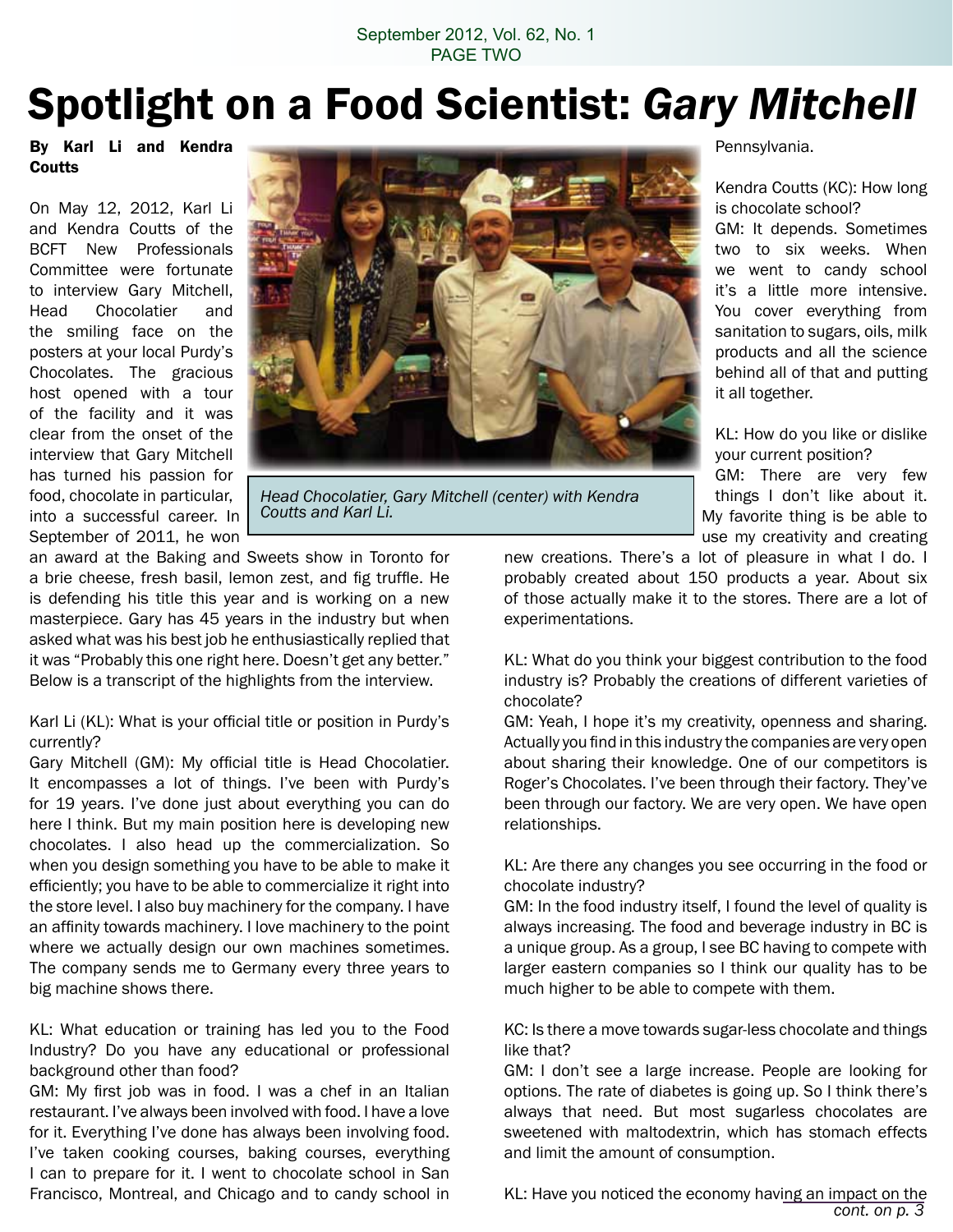// Spotlight on a Food Scientist: *Gary Mitchell*

**By Karl Li and Kendra Coutts**

On May 12, 2012, Karl Li and Kendra Coutts of the BCFT New Professionals Committee were fortunate to interview Gary Mitchell, Head Chocolatier and the smiling face on the posters at your local Purdy's Chocolates. The gracious host opened with a tour of the facility and it was clear from the onset of the interview that Gary Mitchell has turned his passion for food, chocolate in particular, into a successful career. In September of 2011, he won an award at the Baking and Sweets show in Toronto for a brie cheese, fresh basil, lemon zest, and fig truffle. He is defending his title this year and is working on a new masterpiece. Gary has 45 years in the industry but when asked what was his best job he enthusiastically replied that it was "Probably this one right here. Doesn't get any better." Below is a transcript of the highlights from the interview.

*Head Chocolatier, Gary Mitchell (center) with Kendra Coutts and Karl Li.*

Karl Li (KL): What is your official title or position in Purdy's currently?
Gary Mitchell (GM): My official title is Head Chocolatier. It encompasses a lot of things. I've been with Purdy's for 19 years. I've done just about everything you can do here I think. But my main position here is developing new chocolates. I also head up the commercialization. So when you design something you have to be able to make it efficiently; you have to be able to commercialize it right into the store level. I also buy machinery for the company. I have an affinity towards machinery. I love machinery to the point where we actually design our own machines sometimes. The company sends me to Germany every three years to big machine shows there.

KL: What education or training has led you to the Food Industry? Do you have any educational or professional background other than food?
GM: My first job was in food. I was a chef in an Italian restaurant. I've always been involved with food. I have a love for it. Everything I've done has always been involving food. I've taken cooking courses, baking courses, everything I can do to prepare for it. I went to chocolate school in San Francisco, Montreal, and Chicago and to candy school in Pennsylvania.

Kendra Coutts (KC): How long is chocolate school?
GM: It depends. Sometimes two to six weeks. When we went to candy school it's a little more intensive. You cover everything from sanitation to sugars, oils, milk products and all the science behind all of that and putting it all together.

KL: How do you like or dislike your current position?
GM: There are very few things I don't like about it. My favorite thing is be able to use my creativity and creating new creations. There's a lot of pleasure in what I do. I probably created about 150 products a year. About six of those actually make it to the stores. There are a lot of experimentations.

KL: What do you think your biggest contribution to the food industry is? Probably the creations of different varieties of chocolate?
GM: Yeah, I hope it's my creativity, openness and sharing. Actually you find in this industry the companies are very open about sharing their knowledge. One of our competitors is Roger's Chocolates. I've been through their factory. They've been through our factory. We are very open. We have open relationships.

KL: Are there any changes you see occurring in the food or chocolate industry?
GM: In the food industry itself, I found the level of quality is always increasing. The food and beverage industry in BC is a unique group. As a group, I see BC having to compete with larger eastern companies so I think our quality has to be much higher to be able to compete with them.

KC: Is there a move towards sugar-less chocolate and things like that?
GM: I don't see a large increase. People are looking for options. The rate of diabetes is going up. So I think there's always that need. But most sugarless chocolates are sweetened with maltodextrin, which has stomach effects and limit the amount of consumption.

KL: Have you noticed the economy having an impact on the

*cont. on p. 3*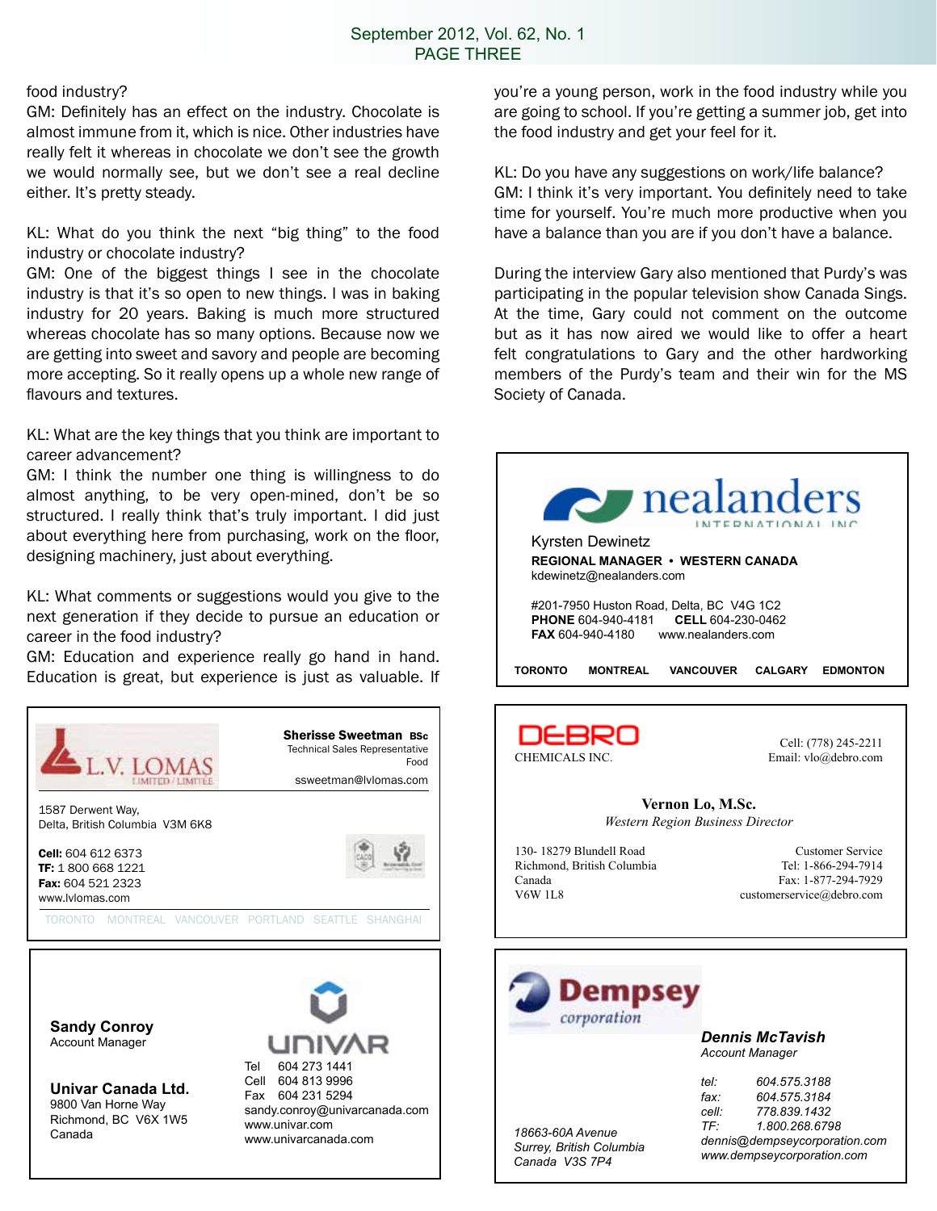food industry?
GM: Definitely has an effect on the industry. Chocolate is almost immune from it, which is nice. Other industries have really felt it whereas in chocolate we don't see the growth we would normally see, but we don't see a real decline either. It's pretty steady.

KL: What do you think the next "big thing" to the food industry or chocolate industry?
GM: One of the biggest things I see in the chocolate industry is that it's so open to new things. I was in baking industry for 20 years. Baking is much more structured whereas chocolate has so many options. Because now we are getting into sweet and savory and people are becoming more accepting. So it really opens up a whole new range of flavours and textures.

KL: What are the key things that you think are important to career advancement?
GM: I think the number one thing is willingness to do almost anything, to be very open-mined, don't be so structured. I really think that's truly important. I did just about everything here from purchasing, work on the floor, designing machinery, just about everything.

KL: What comments or suggestions would you give to the next generation if they decide to pursue an education or career in the food industry?
GM: Education and experience really go hand in hand. Education is great, but experience is just as valuable. If you're a young person, work in the food industry while you are going to school. If you're getting a summer job, get into the food industry and get your feel for it.

KL: Do you have any suggestions on work/life balance?
GM: I think it's very important. You definitely need to take time for yourself. You're much more productive when you have a balance than you are if you don't have a balance.

During the interview Gary also mentioned that Purdy's was participating in the popular television show Canada Sings. At the time, Gary could not comment on the outcome but as it has now aired we would like to offer a heart felt congratulations to Gary and the other hardworking members of the Purdy's team and their win for the MS Society of Canada.

---

**nealanders** INTERNATIONAL INC

Kyrsten Dewinetz
**REGIONAL MANAGER • WESTERN CANADA**
kdewinetz@nealanders.com

#201-7950 Huston Road, Delta, BC V4G 1C2
**PHONE** 604-940-4181 **CELL** 604-230-0462
**FAX** 604-940-4180 www.nealanders.com

**TORONTO MONTREAL VANCOUVER CALGARY EDMONTON**

---

**L.V. LOMAS** LIMITED / LIMITÉE

**Sherisse Sweetman BSc**
Technical Sales Representative
Food
ssweetman@lvlomas.com

1587 Derwent Way,
Delta, British Columbia V3M 6K8

**Cell:** 604 612 6373
**TF:** 1 800 668 1221
**Fax:** 604 521 2323
www.lvlomas.com

TORONTO MONTREAL VANCOUVER PORTLAND SEATTLE SHANGHAI

---

**DEBRO** CHEMICALS INC.

Cell: (778) 245-2211
Email: vlo@debro.com

**Vernon Lo, M.Sc.**
*Western Region Business Director*

130- 18279 Blundell Road
Richmond, British Columbia
Canada
V6W 1L8

Customer Service
Tel: 1-866-294-7914
Fax: 1-877-294-7929
customerservice@debro.com

---

**Sandy Conroy**
Account Manager

**Univar Canada Ltd.**
9800 Van Horne Way
Richmond, BC V6X 1W5
Canada

**UNIVAR**
Tel 604 273 1441
Cell 604 813 9996
Fax 604 231 5294
sandy.conroy@univarcanada.com
www.univar.com
www.univarcanada.com

---

**Dempsey** *corporation*

***Dennis McTavish***
*Account Manager*

*tel: 604.575.3188*
*fax: 604.575.3184*
*cell: 778.839.1432*
*TF: 1.800.268.6798*
*dennis@dempseycorporation.com*
*www.dempseycorporation.com*

*18663-60A Avenue*
*Surrey, British Columbia*
*Canada V3S 7P4*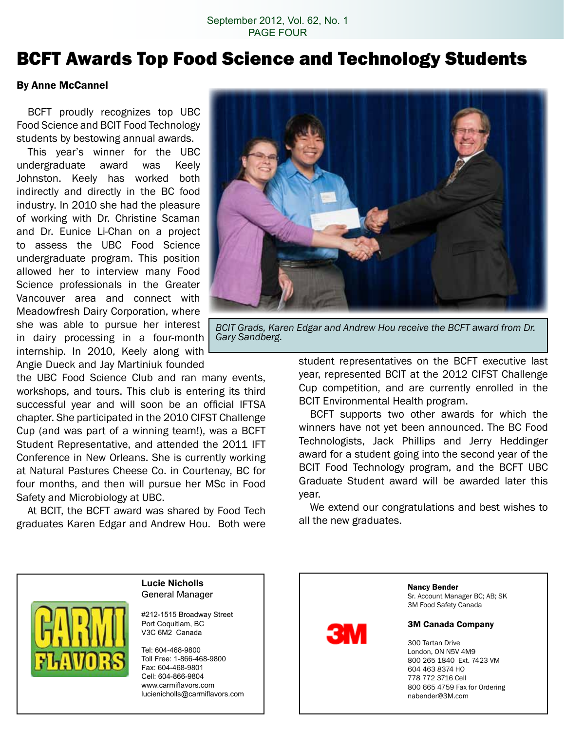# BCFT Awards Top Food Science and Technology Students

**By Anne McCannel**

BCFT proudly recognizes top UBC Food Science and BCIT Food Technology students by bestowing annual awards.

This year's winner for the UBC undergraduate award was Keely Johnston. Keely has worked both indirectly and directly in the BC food industry. In 2010 she had the pleasure of working with Dr. Christine Scaman and Dr. Eunice Li-Chan on a project to assess the UBC Food Science undergraduate program. This position allowed her to interview many Food Science professionals in the Greater Vancouver area and connect with Meadowfresh Dairy Corporation, where she was able to pursue her interest in dairy processing in a four-month internship. In 2010, Keely along with Angie Dueck and Jay Martiniuk founded the UBC Food Science Club and ran many events, workshops, and tours. This club is entering its third successful year and will soon be an official IFTSA chapter. She participated in the 2010 CIFST Challenge Cup (and was part of a winning team!), was a BCFT Student Representative, and attended the 2011 IFT Conference in New Orleans. She is currently working at Natural Pastures Cheese Co. in Courtenay, BC for four months, and then will pursue her MSc in Food Safety and Microbiology at UBC.

*BCIT Grads, Karen Edgar and Andrew Hou receive the BCFT award from Dr. Gary Sandberg.*

At BCIT, the BCFT award was shared by Food Tech graduates Karen Edgar and Andrew Hou. Both were student representatives on the BCFT executive last year, represented BCIT at the 2012 CIFST Challenge Cup competition, and are currently enrolled in the BCIT Environmental Health program.

BCFT supports two other awards for which the winners have not yet been announced. The BC Food Technologists, Jack Phillips and Jerry Heddinger award for a student going into the second year of the BCIT Food Technology program, and the BCFT UBC Graduate Student award will be awarded later this year.

We extend our congratulations and best wishes to all the new graduates.

---

CARMI FLAVORS

**Lucie Nicholls**
General Manager

#212-1515 Broadway Street
Port Coquitlam, BC
V3C 6M2 Canada

Tel: 604-468-9800
Toll Free: 1-866-468-9800
Fax: 604-468-9801
Cell: 604-866-9804
www.carmiflavors.com
lucienicholls@carmiflavors.com

---

3M

**Nancy Bender**
Sr. Account Manager BC; AB; SK
3M Food Safety Canada

**3M Canada Company**

300 Tartan Drive
London, ON N5V 4M9
800 265 1840 Ext. 7423 VM
604 463 8374 HO
778 772 3716 Cell
800 665 4759 Fax for Ordering
nabender@3M.com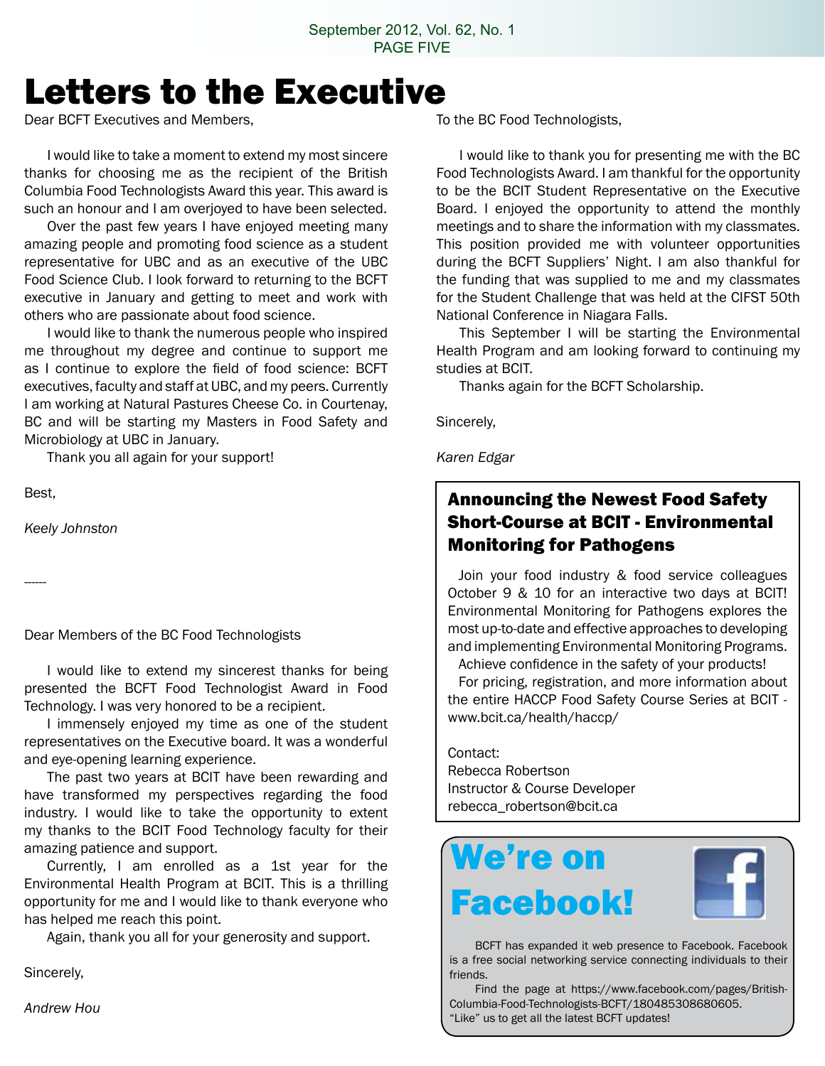# Letters to the Executive

Dear BCFT Executives and Members,

I would like to take a moment to extend my most sincere thanks for choosing me as the recipient of the British Columbia Food Technologists Award this year. This award is such an honour and I am overjoyed to have been selected.

Over the past few years I have enjoyed meeting many amazing people and promoting food science as a student representative for UBC and as an executive of the UBC Food Science Club. I look forward to returning to the BCFT executive in January and getting to meet and work with others who are passionate about food science.

I would like to thank the numerous people who inspired me throughout my degree and continue to support me as I continue to explore the field of food science: BCFT executives, faculty and staff at UBC, and my peers. Currently I am working at Natural Pastures Cheese Co. in Courtenay, BC and will be starting my Masters in Food Safety and Microbiology at UBC in January.

Thank you all again for your support!

Best,

*Keely Johnston*

------

Dear Members of the BC Food Technologists

I would like to extend my sincerest thanks for being presented the BCFT Food Technologist Award in Food Technology. I was very honored to be a recipient.

I immensely enjoyed my time as one of the student representatives on the Executive board. It was a wonderful and eye-opening learning experience.

The past two years at BCIT have been rewarding and have transformed my perspectives regarding the food industry. I would like to take the opportunity to extent my thanks to the BCIT Food Technology faculty for their amazing patience and support.

Currently, I am enrolled as a 1st year for the Environmental Health Program at BCIT. This is a thrilling opportunity for me and I would like to thank everyone who has helped me reach this point.

Again, thank you all for your generosity and support.

Sincerely,

*Andrew Hou*

To the BC Food Technologists,

I would like to thank you for presenting me with the BC Food Technologists Award. I am thankful for the opportunity to be the BCIT Student Representative on the Executive Board. I enjoyed the opportunity to attend the monthly meetings and to share the information with my classmates. This position provided me with volunteer opportunities during the BCFT Suppliers' Night. I am also thankful for the funding that was supplied to me and my classmates for the Student Challenge that was held at the CIFST 50th National Conference in Niagara Falls.

This September I will be starting the Environmental Health Program and am looking forward to continuing my studies at BCIT.

Thanks again for the BCFT Scholarship.

Sincerely,

*Karen Edgar*

## Announcing the Newest Food Safety Short-Course at BCIT - Environmental Monitoring for Pathogens

Join your food industry & food service colleagues October 9 & 10 for an interactive two days at BCIT! Environmental Monitoring for Pathogens explores the most up-to-date and effective approaches to developing and implementing Environmental Monitoring Programs.

Achieve confidence in the safety of your products!

For pricing, registration, and more information about the entire HACCP Food Safety Course Series at BCIT - www.bcit.ca/health/haccp/

Contact:
Rebecca Robertson
Instructor & Course Developer
rebecca_robertson@bcit.ca

## We're on Facebook!

BCFT has expanded it web presence to Facebook. Facebook is a free social networking service connecting individuals to their friends.

Find the page at https://www.facebook.com/pages/British-Columbia-Food-Technologists-BCFT/180485308680605.
"Like" us to get all the latest BCFT updates!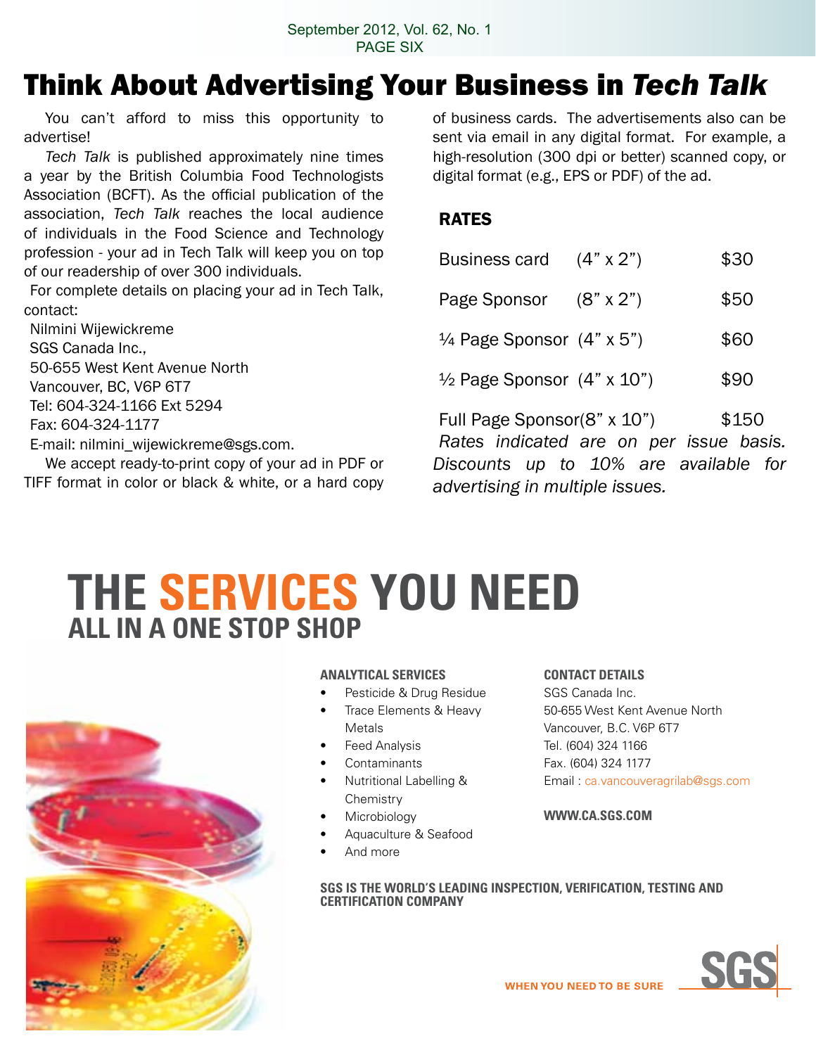# Think About Advertising Your Business in *Tech Talk*

You can't afford to miss this opportunity to advertise!

*Tech Talk* is published approximately nine times a year by the British Columbia Food Technologists Association (BCFT). As the official publication of the association, *Tech Talk* reaches the local audience of individuals in the Food Science and Technology profession - your ad in Tech Talk will keep you on top of our readership of over 300 individuals.

For complete details on placing your ad in Tech Talk, contact:

Nilmini Wijewickreme
SGS Canada Inc.,
50-655 West Kent Avenue North
Vancouver, BC, V6P 6T7
Tel: 604-324-1166 Ext 5294
Fax: 604-324-1177
E-mail: nilmini_wijewickreme@sgs.com.

We accept ready-to-print copy of your ad in PDF or TIFF format in color or black & white, or a hard copy of business cards. The advertisements also can be sent via email in any digital format. For example, a high-resolution (300 dpi or better) scanned copy, or digital format (e.g., EPS or PDF) of the ad.

## RATES

| | | |
|---|---|---|
| Business card | (4" x 2") | $30 |
| Page Sponsor | (8" x 2") | $50 |
| ¼ Page Sponsor | (4" x 5") | $60 |
| ½ Page Sponsor | (4" x 10") | $90 |
| Full Page Sponsor | (8" x 10") | $150 |

*Rates indicated are on per issue basis. Discounts up to 10% are available for advertising in multiple issues.*

# THE SERVICES YOU NEED
## ALL IN A ONE STOP SHOP

**ANALYTICAL SERVICES**

- Pesticide & Drug Residue
- Trace Elements & Heavy Metals
- Feed Analysis
- Contaminants
- Nutritional Labelling & Chemistry
- Microbiology
- Aquaculture & Seafood
- And more

**CONTACT DETAILS**

SGS Canada Inc.
50-655 West Kent Avenue North
Vancouver, B.C. V6P 6T7
Tel. (604) 324 1166
Fax. (604) 324 1177
Email : ca.vancouveragrilab@sgs.com

**WWW.CA.SGS.COM**

**SGS IS THE WORLD'S LEADING INSPECTION, VERIFICATION, TESTING AND CERTIFICATION COMPANY**

WHEN YOU NEED TO BE SURE

SGS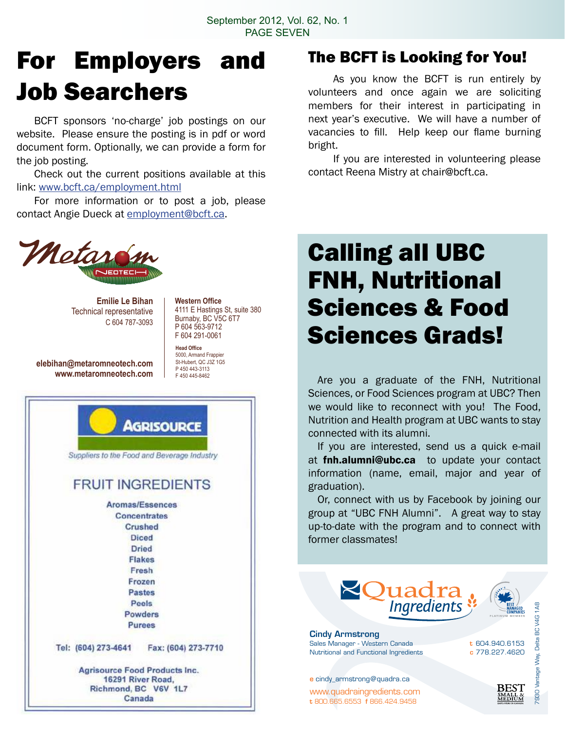# For Employers and Job Searchers

BCFT sponsors 'no-charge' job postings on our website. Please ensure the posting is in pdf or word document form. Optionally, we can provide a form for the job posting.

Check out the current positions available at this link: www.bcft.ca/employment.html

For more information or to post a job, please contact Angie Dueck at employment@bcft.ca.

## The BCFT is Looking for You!

As you know the BCFT is run entirely by volunteers and once again we are soliciting members for their interest in participating in next year's executive. We will have a number of vacancies to fill. Help keep our flame burning bright.

If you are interested in volunteering please contact Reena Mistry at chair@bcft.ca.

Metarom NEOTECH

**Emilie Le Bihan**
Technical representative
C 604 787-3093

**elebihan@metaromneotech.com**
**www.metaromneotech.com**

**Western Office**
4111 E Hastings St, suite 380
Burnaby, BC V5C 6T7
P 604 563-9712
F 604 291-0061

**Head Office**
5000, Armand Frappier
St-Hubert, QC J3Z 1G5
P 450 443-3113
F 450 445-8462

## Calling all UBC FNH, Nutritional Sciences & Food Sciences Grads!

Are you a graduate of the FNH, Nutritional Sciences, or Food Sciences program at UBC? Then we would like to reconnect with you! The Food, Nutrition and Health program at UBC wants to stay connected with its alumni.

If you are interested, send us a quick e-mail at **fnh.alumni@ubc.ca** to update your contact information (name, email, major and year of graduation).

Or, connect with us by Facebook by joining our group at "UBC FNH Alumni". A great way to stay up-to-date with the program and to connect with former classmates!

**AGRISOURCE**

*Suppliers to the Food and Beverage Industry*

FRUIT INGREDIENTS

Aromas/Essences
Concentrates
Crushed
Diced
Dried
Flakes
Fresh
Frozen
Pastes
Peels
Powders
Purees

Tel: (604) 273-4641 Fax: (604) 273-7710

Agrisource Food Products Inc.
16291 River Road,
Richmond, BC V6V 1L7
Canada

Quadra Ingredients

**Cindy Armstrong**
Sales Manager - Western Canada
Nutritional and Functional Ingredients

t 604.940.6153
c 778.227.4620

e cindy_armstrong@quadra.ca
www.quadraingredients.com
t 800.665.6553 f 866.424.9458

7930 Vantage Way, Delta BC V4G 1A8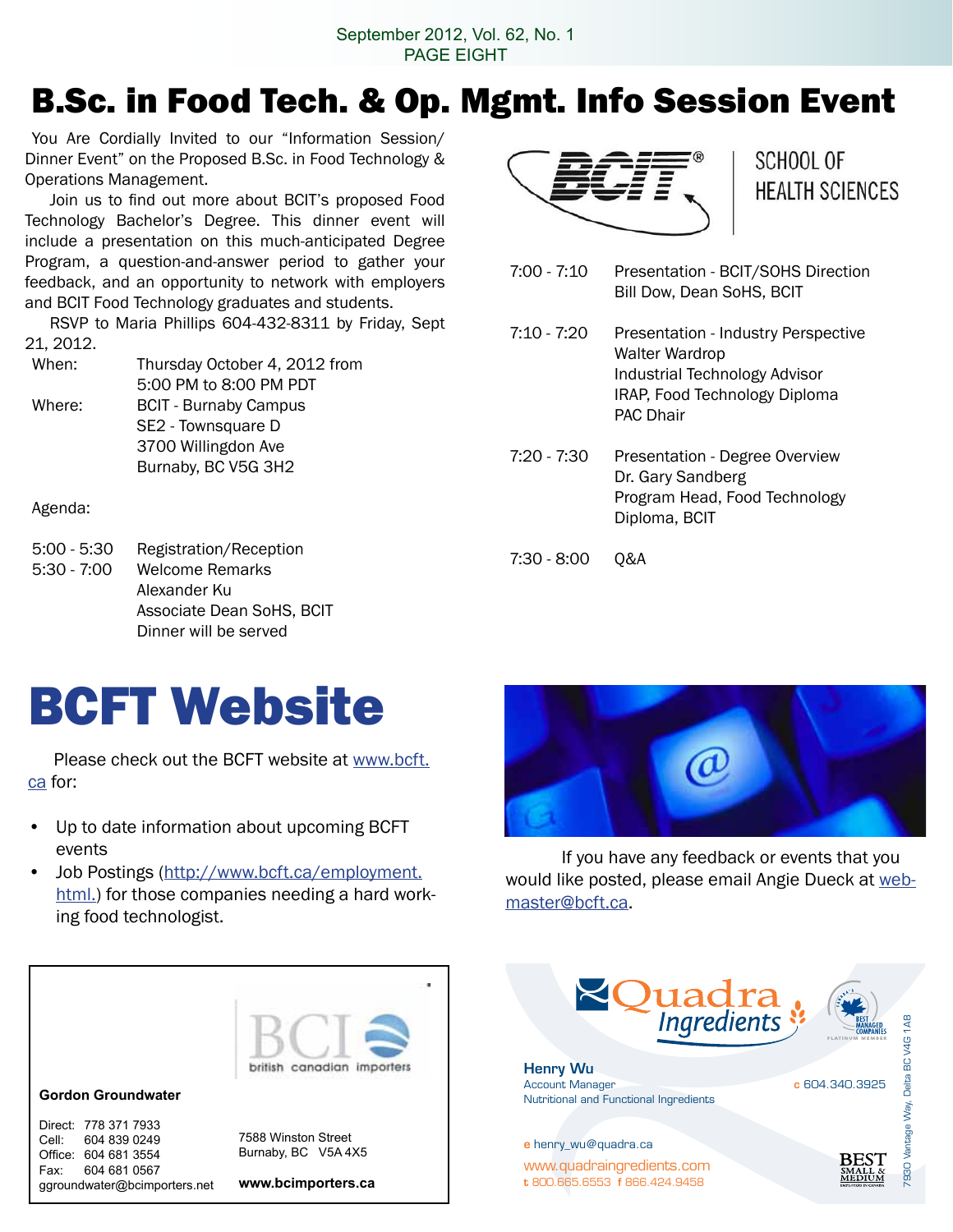# B.Sc. in Food Tech. & Op. Mgmt. Info Session Event

You Are Cordially Invited to our "Information Session/ Dinner Event" on the Proposed B.Sc. in Food Technology & Operations Management.

Join us to find out more about BCIT's proposed Food Technology Bachelor's Degree. This dinner event will include a presentation on this much-anticipated Degree Program, a question-and-answer period to gather your feedback, and an opportunity to network with employers and BCIT Food Technology graduates and students.

RSVP to Maria Phillips 604-432-8311 by Friday, Sept 21, 2012.

When: Thursday October 4, 2012 from 5:00 PM to 8:00 PM PDT

Where: BCIT - Burnaby Campus
SE2 - Townsquare D
3700 Willingdon Ave
Burnaby, BC V5G 3H2

Agenda:

| | |
|---|---|
| 5:00 - 5:30 | Registration/Reception |
| 5:30 - 7:00 | Welcome Remarks<br>Alexander Ku<br>Associate Dean SoHS, BCIT<br>Dinner will be served |
| 7:00 - 7:10 | Presentation - BCIT/SOHS Direction<br>Bill Dow, Dean SoHS, BCIT |
| 7:10 - 7:20 | Presentation - Industry Perspective<br>Walter Wardrop<br>Industrial Technology Advisor<br>IRAP, Food Technology Diploma<br>PAC Dhair |
| 7:20 - 7:30 | Presentation - Degree Overview<br>Dr. Gary Sandberg<br>Program Head, Food Technology<br>Diploma, BCIT |
| 7:30 - 8:00 | Q&A |

BCIT® SCHOOL OF HEALTH SCIENCES

# BCFT Website

Please check out the BCFT website at www.bcft.ca for:

- Up to date information about upcoming BCFT events
- Job Postings (http://www.bcft.ca/employment.html.) for those companies needing a hard working food technologist.

If you have any feedback or events that you would like posted, please email Angie Dueck at webmaster@bcft.ca.

---

BCI british canadian importers

**Gordon Groundwater**

Direct: 778 371 7933
Cell: 604 839 0249
Office: 604 681 3554
Fax: 604 681 0567
ggroundwater@bcimporters.net

7588 Winston Street
Burnaby, BC V5A 4X5

**www.bcimporters.ca**

---

Quadra Ingredients

**Henry Wu**
Account Manager
Nutritional and Functional Ingredients

c 604.340.3925

e henry_wu@quadra.ca
www.quadraingredients.com
t 800.665.6553 f 866.424.9458

7930 Vantage Way, Delta BC V4G 1A8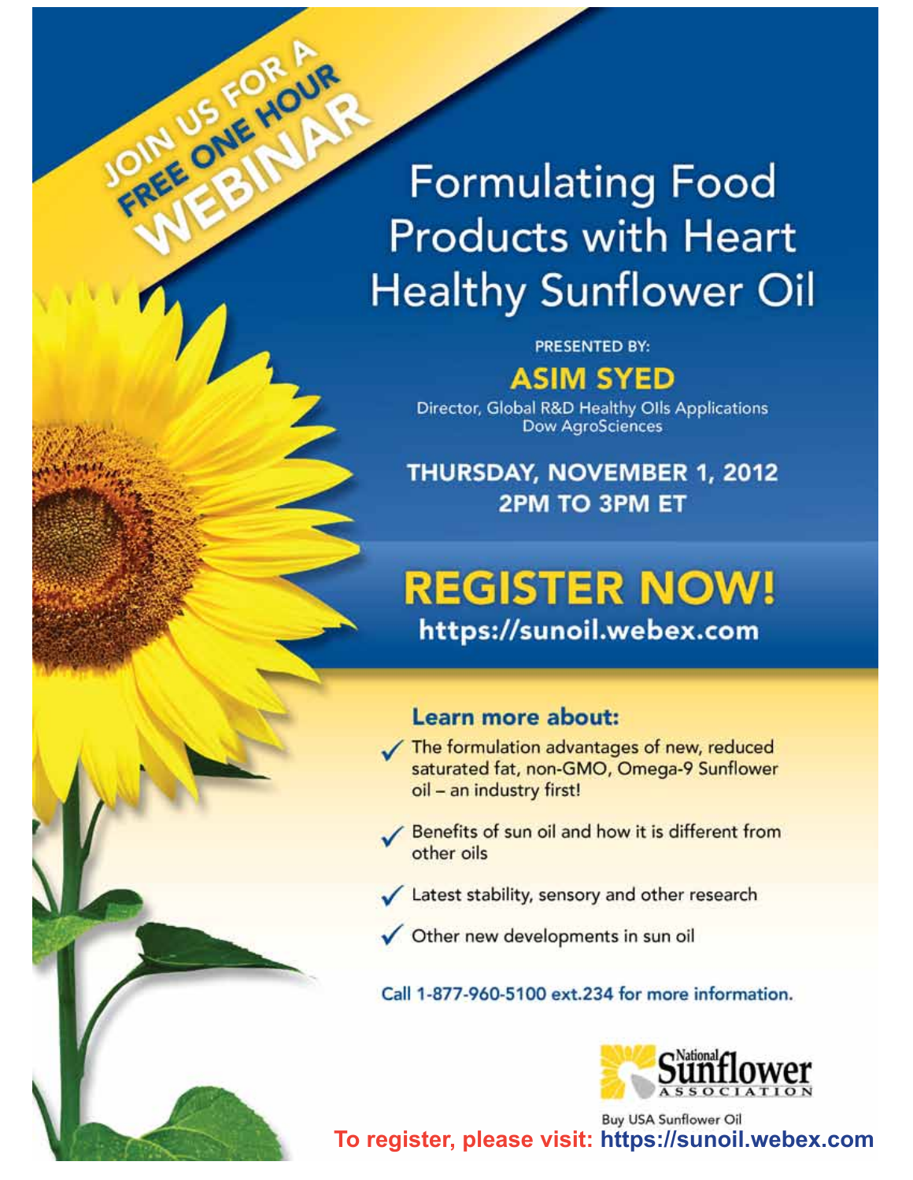JOIN US FOR A FREE ONE HOUR WEBINAR

# Formulating Food Products with Heart Healthy Sunflower Oil

PRESENTED BY:

**ASIM SYED**

Director, Global R&D Healthy OIls Applications
Dow AgroSciences

**THURSDAY, NOVEMBER 1, 2012**
**2PM TO 3PM ET**

## REGISTER NOW!

**https://sunoil.webex.com**

### Learn more about:

- The formulation advantages of new, reduced saturated fat, non-GMO, Omega-9 Sunflower oil – an industry first!
- Benefits of sun oil and how it is different from other oils
- Latest stability, sensory and other research
- Other new developments in sun oil

Call 1-877-960-5100 ext.234 for more information.

National Sunflower Association

Buy USA Sunflower Oil

**To register, please visit: https://sunoil.webex.com**